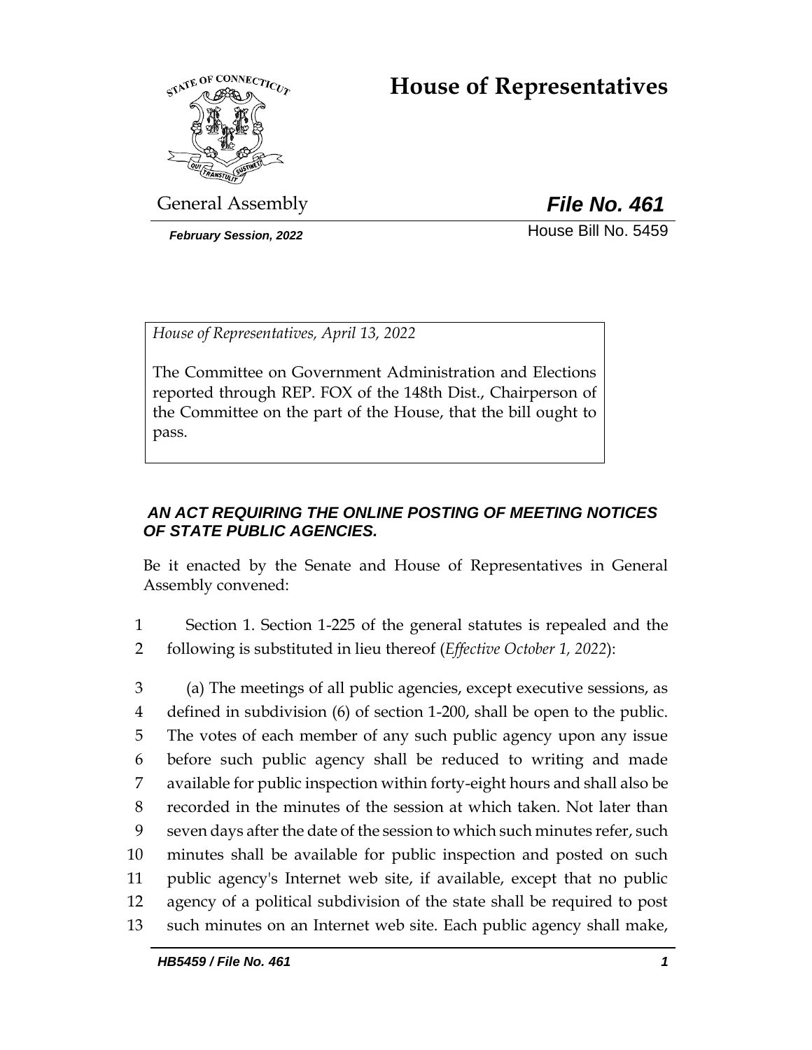# House of Representatives

General Assembly

***File No. 461***

*February Session, 2022*

House Bill No. 5459

*House of Representatives, April 13, 2022*

The Committee on Government Administration and Elections reported through REP. FOX of the 148th Dist., Chairperson of the Committee on the part of the House, that the bill ought to pass.

***AN ACT REQUIRING THE ONLINE POSTING OF MEETING NOTICES OF STATE PUBLIC AGENCIES.***

Be it enacted by the Senate and House of Representatives in General Assembly convened:

1 Section 1. Section 1-225 of the general statutes is repealed and the
2 following is substituted in lieu thereof (*Effective October 1, 2022*):

3 (a) The meetings of all public agencies, except executive sessions, as
4 defined in subdivision (6) of section 1-200, shall be open to the public.
5 The votes of each member of any such public agency upon any issue
6 before such public agency shall be reduced to writing and made
7 available for public inspection within forty-eight hours and shall also be
8 recorded in the minutes of the session at which taken. Not later than
9 seven days after the date of the session to which such minutes refer, such
10 minutes shall be available for public inspection and posted on such
11 public agency's Internet web site, if available, except that no public
12 agency of a political subdivision of the state shall be required to post
13 such minutes on an Internet web site. Each public agency shall make,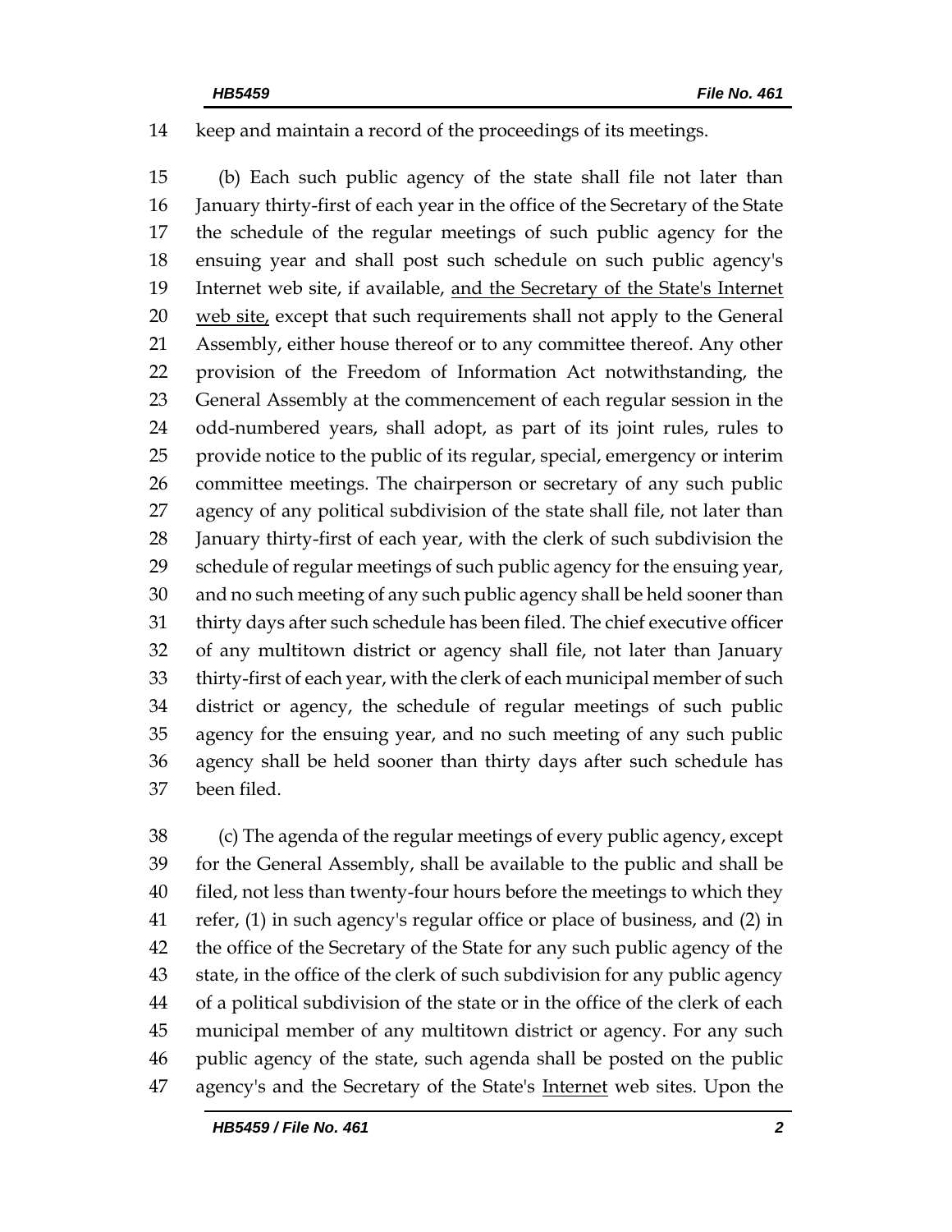keep and maintain a record of the proceedings of its meetings.

(b) Each such public agency of the state shall file not later than January thirty-first of each year in the office of the Secretary of the State the schedule of the regular meetings of such public agency for the ensuing year and shall post such schedule on such public agency's Internet web site, if available, <u>and the Secretary of the State's Internet web site,</u> except that such requirements shall not apply to the General Assembly, either house thereof or to any committee thereof. Any other provision of the Freedom of Information Act notwithstanding, the General Assembly at the commencement of each regular session in the odd-numbered years, shall adopt, as part of its joint rules, rules to provide notice to the public of its regular, special, emergency or interim committee meetings. The chairperson or secretary of any such public agency of any political subdivision of the state shall file, not later than January thirty-first of each year, with the clerk of such subdivision the schedule of regular meetings of such public agency for the ensuing year, and no such meeting of any such public agency shall be held sooner than thirty days after such schedule has been filed. The chief executive officer of any multitown district or agency shall file, not later than January thirty-first of each year, with the clerk of each municipal member of such district or agency, the schedule of regular meetings of such public agency for the ensuing year, and no such meeting of any such public agency shall be held sooner than thirty days after such schedule has been filed.

(c) The agenda of the regular meetings of every public agency, except for the General Assembly, shall be available to the public and shall be filed, not less than twenty-four hours before the meetings to which they refer, (1) in such agency's regular office or place of business, and (2) in the office of the Secretary of the State for any such public agency of the state, in the office of the clerk of such subdivision for any public agency of a political subdivision of the state or in the office of the clerk of each municipal member of any multitown district or agency. For any such public agency of the state, such agenda shall be posted on the public agency's and the Secretary of the State's <u>Internet</u> web sites. Upon the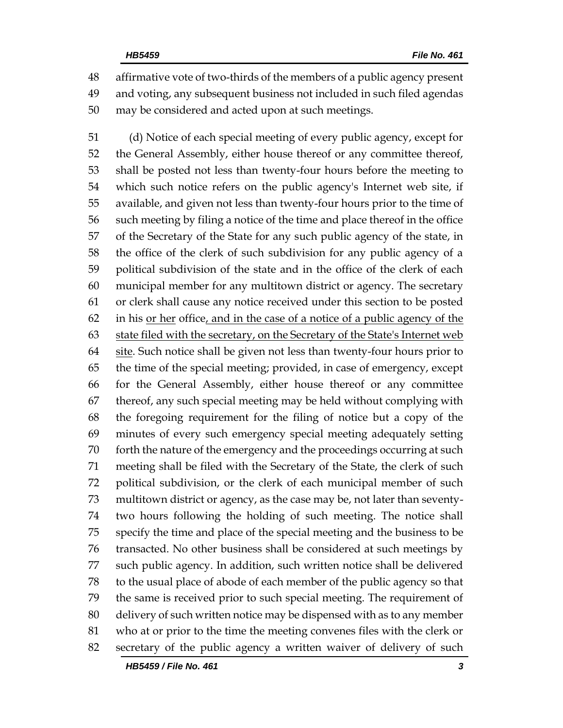affirmative vote of two-thirds of the members of a public agency present and voting, any subsequent business not included in such filed agendas may be considered and acted upon at such meetings.

(d) Notice of each special meeting of every public agency, except for the General Assembly, either house thereof or any committee thereof, shall be posted not less than twenty-four hours before the meeting to which such notice refers on the public agency's Internet web site, if available, and given not less than twenty-four hours prior to the time of such meeting by filing a notice of the time and place thereof in the office of the Secretary of the State for any such public agency of the state, in the office of the clerk of such subdivision for any public agency of a political subdivision of the state and in the office of the clerk of each municipal member for any multitown district or agency. The secretary or clerk shall cause any notice received under this section to be posted in his <u>or her</u> office<u>, and in the case of a notice of a public agency of the state filed with the secretary, on the Secretary of the State's Internet web site</u>. Such notice shall be given not less than twenty-four hours prior to the time of the special meeting; provided, in case of emergency, except for the General Assembly, either house thereof or any committee thereof, any such special meeting may be held without complying with the foregoing requirement for the filing of notice but a copy of the minutes of every such emergency special meeting adequately setting forth the nature of the emergency and the proceedings occurring at such meeting shall be filed with the Secretary of the State, the clerk of such political subdivision, or the clerk of each municipal member of such multitown district or agency, as the case may be, not later than seventy-two hours following the holding of such meeting. The notice shall specify the time and place of the special meeting and the business to be transacted. No other business shall be considered at such meetings by such public agency. In addition, such written notice shall be delivered to the usual place of abode of each member of the public agency so that the same is received prior to such special meeting. The requirement of delivery of such written notice may be dispensed with as to any member who at or prior to the time the meeting convenes files with the clerk or secretary of the public agency a written waiver of delivery of such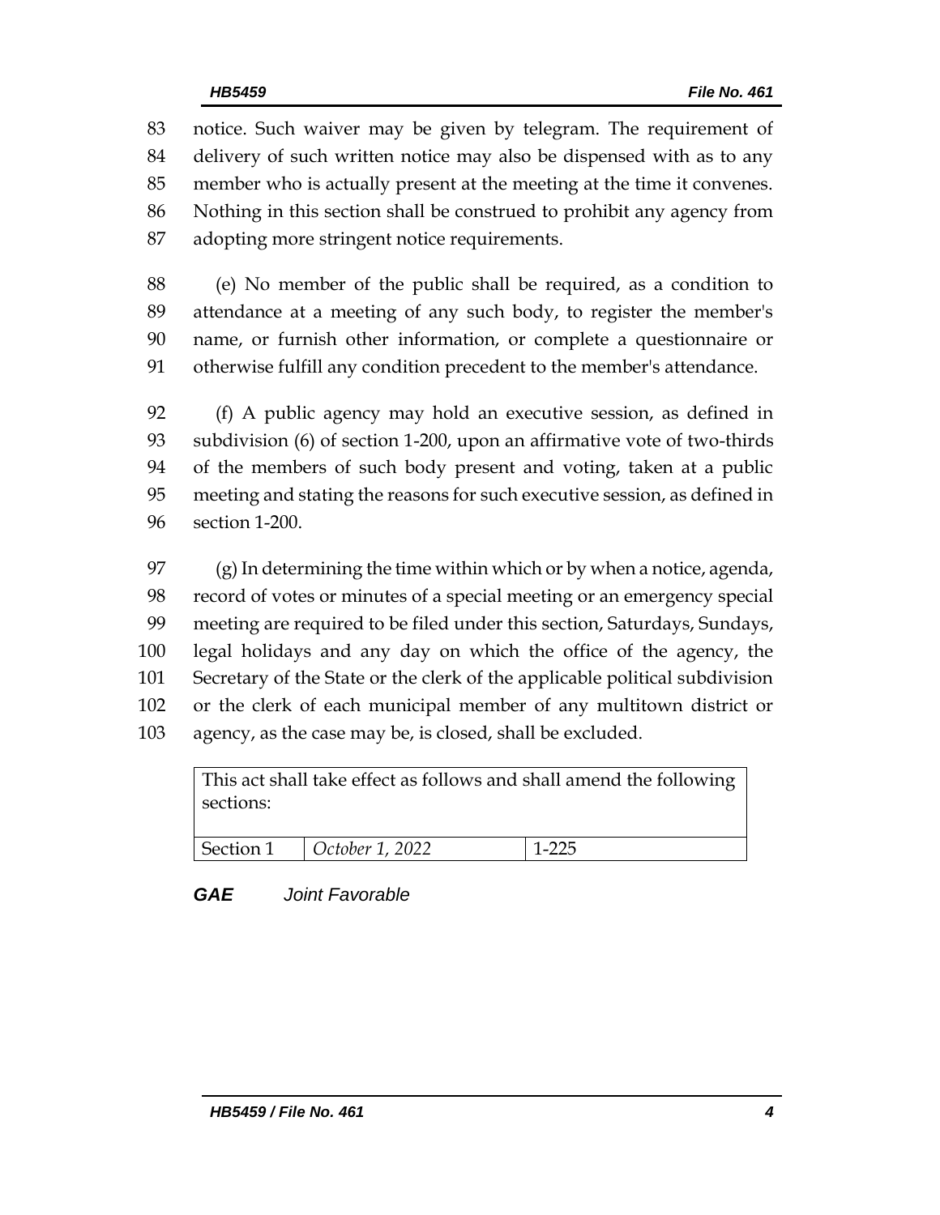notice. Such waiver may be given by telegram. The requirement of delivery of such written notice may also be dispensed with as to any member who is actually present at the meeting at the time it convenes. Nothing in this section shall be construed to prohibit any agency from adopting more stringent notice requirements.

(e) No member of the public shall be required, as a condition to attendance at a meeting of any such body, to register the member's name, or furnish other information, or complete a questionnaire or otherwise fulfill any condition precedent to the member's attendance.

(f) A public agency may hold an executive session, as defined in subdivision (6) of section 1-200, upon an affirmative vote of two-thirds of the members of such body present and voting, taken at a public meeting and stating the reasons for such executive session, as defined in section 1-200.

(g) In determining the time within which or by when a notice, agenda, record of votes or minutes of a special meeting or an emergency special meeting are required to be filed under this section, Saturdays, Sundays, legal holidays and any day on which the office of the agency, the Secretary of the State or the clerk of the applicable political subdivision or the clerk of each municipal member of any multitown district or agency, as the case may be, is closed, shall be excluded.

| This act shall take effect as follows and shall amend the following sections: | | |
|---|---|---|
| Section 1 | *October 1, 2022* | 1-225 |

***GAE*** *Joint Favorable*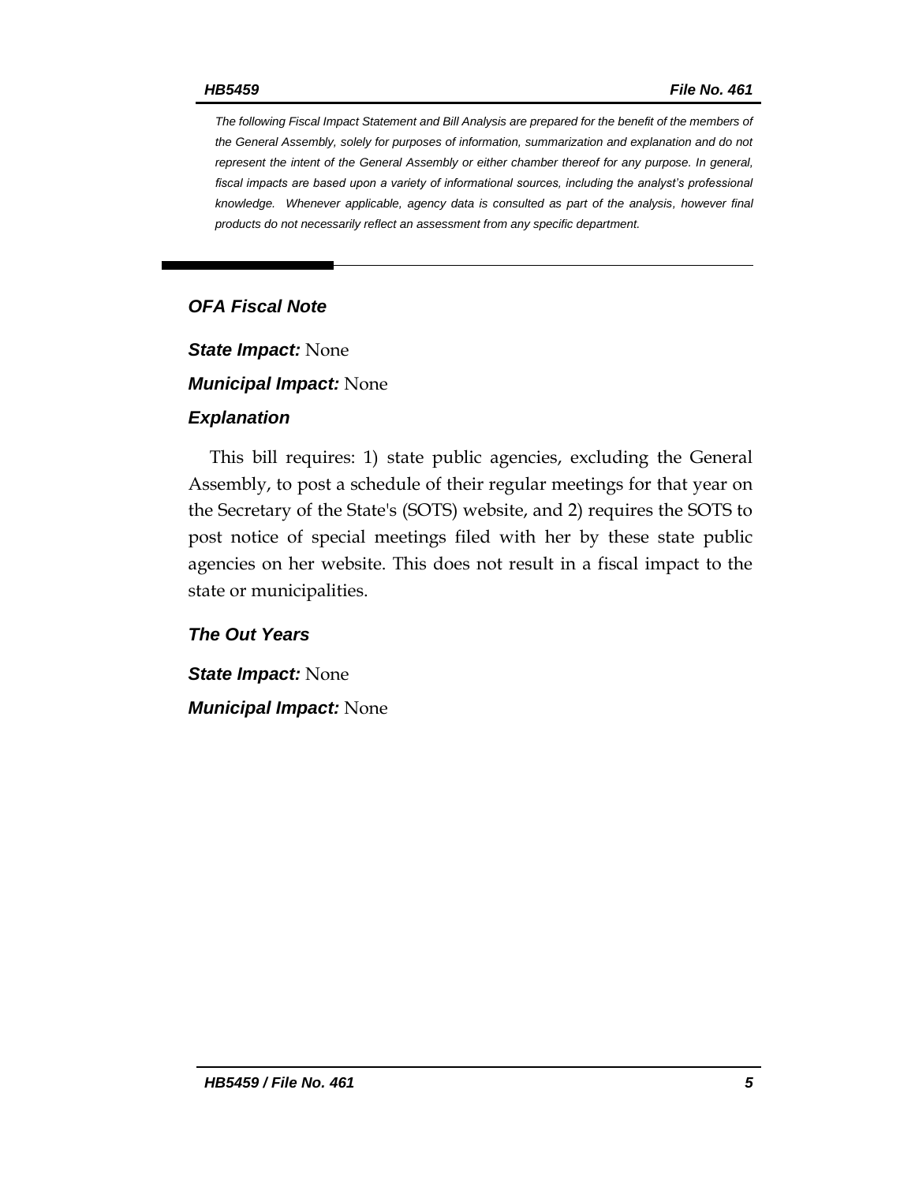*The following Fiscal Impact Statement and Bill Analysis are prepared for the benefit of the members of the General Assembly, solely for purposes of information, summarization and explanation and do not represent the intent of the General Assembly or either chamber thereof for any purpose. In general, fiscal impacts are based upon a variety of informational sources, including the analyst's professional knowledge. Whenever applicable, agency data is consulted as part of the analysis, however final products do not necessarily reflect an assessment from any specific department.*

## *OFA Fiscal Note*

***State Impact:*** None

***Municipal Impact:*** None

### *Explanation*

This bill requires: 1) state public agencies, excluding the General Assembly, to post a schedule of their regular meetings for that year on the Secretary of the State's (SOTS) website, and 2) requires the SOTS to post notice of special meetings filed with her by these state public agencies on her website. This does not result in a fiscal impact to the state or municipalities.

### *The Out Years*

***State Impact:*** None

***Municipal Impact:*** None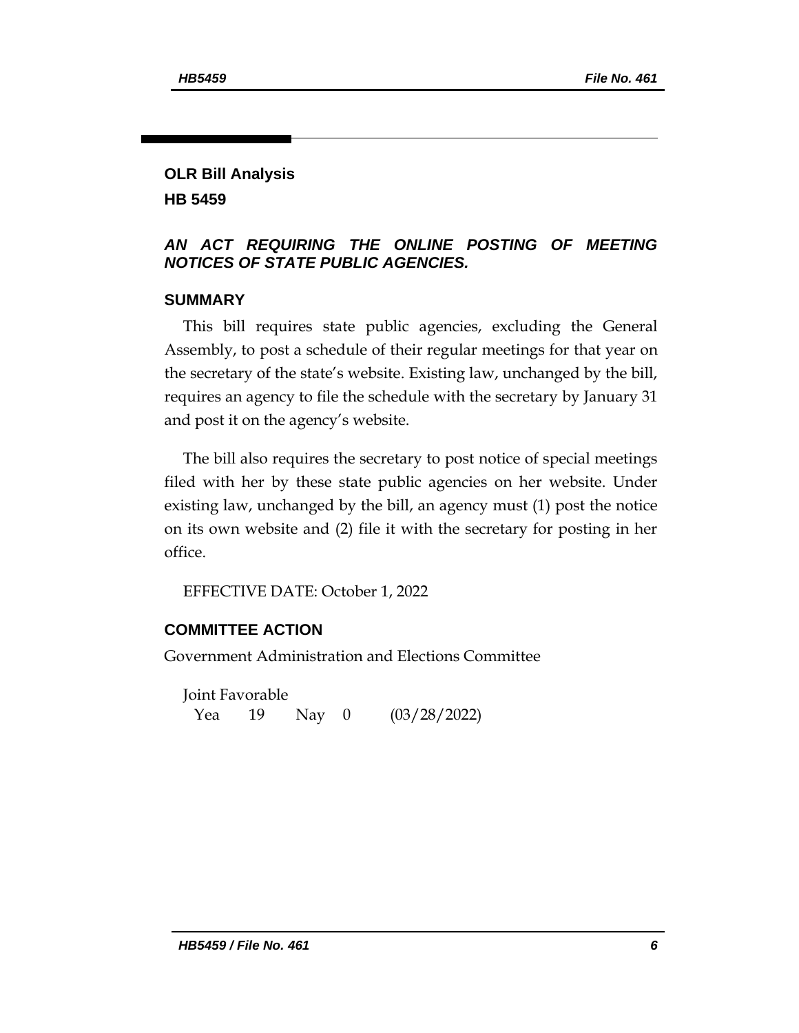## OLR Bill Analysis

## HB 5459

### *AN ACT REQUIRING THE ONLINE POSTING OF MEETING NOTICES OF STATE PUBLIC AGENCIES.*

### SUMMARY

This bill requires state public agencies, excluding the General Assembly, to post a schedule of their regular meetings for that year on the secretary of the state's website. Existing law, unchanged by the bill, requires an agency to file the schedule with the secretary by January 31 and post it on the agency's website.

The bill also requires the secretary to post notice of special meetings filed with her by these state public agencies on her website. Under existing law, unchanged by the bill, an agency must (1) post the notice on its own website and (2) file it with the secretary for posting in her office.

EFFECTIVE DATE: October 1, 2022

### COMMITTEE ACTION

Government Administration and Elections Committee

| | | | | |
|---|---|---|---|---|
| Joint Favorable | | | | |
| Yea | 19 | Nay | 0 | (03/28/2022) |